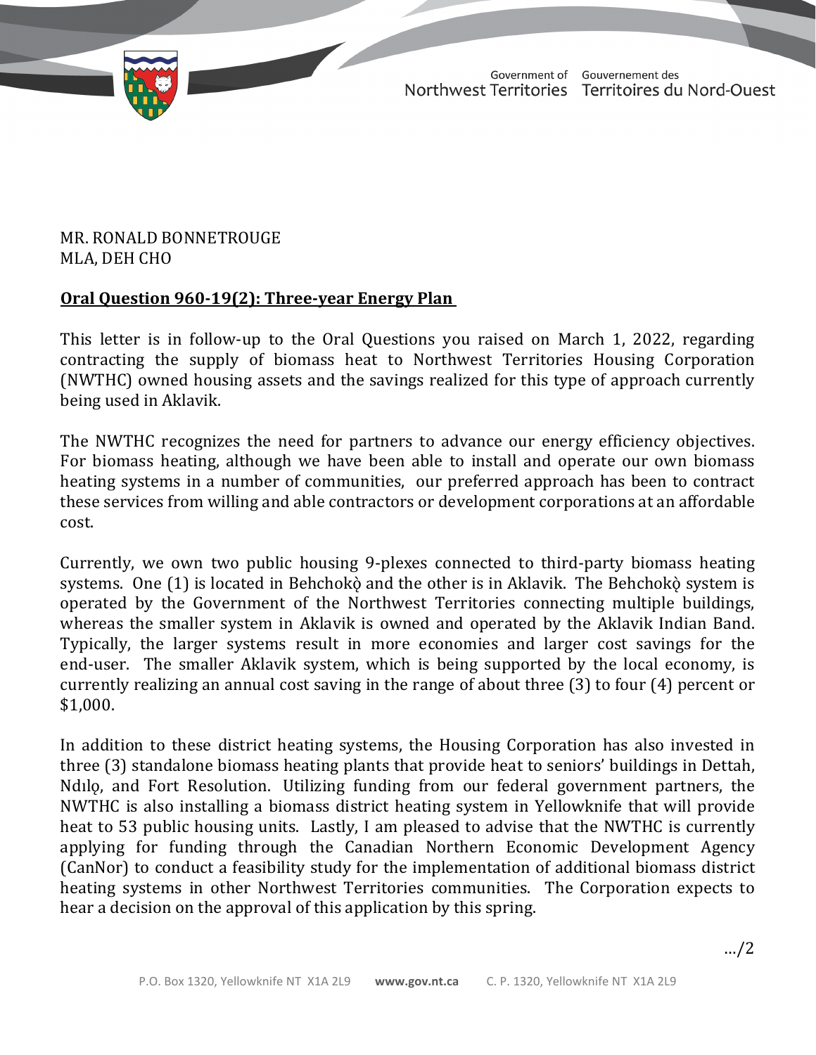Government of Northwest Territories | Gouvernement des Territoires du Nord-Ouest

MR. RONALD BONNETROUGE
MLA, DEH CHO

**Oral Question 960-19(2): Three-year Energy Plan**

This letter is in follow-up to the Oral Questions you raised on March 1, 2022, regarding contracting the supply of biomass heat to Northwest Territories Housing Corporation (NWTHC) owned housing assets and the savings realized for this type of approach currently being used in Aklavik.

The NWTHC recognizes the need for partners to advance our energy efficiency objectives. For biomass heating, although we have been able to install and operate our own biomass heating systems in a number of communities, our preferred approach has been to contract these services from willing and able contractors or development corporations at an affordable cost.

Currently, we own two public housing 9-plexes connected to third-party biomass heating systems. One (1) is located in Behchokǫ̀ and the other is in Aklavik. The Behchokǫ̀ system is operated by the Government of the Northwest Territories connecting multiple buildings, whereas the smaller system in Aklavik is owned and operated by the Aklavik Indian Band. Typically, the larger systems result in more economies and larger cost savings for the end-user. The smaller Aklavik system, which is being supported by the local economy, is currently realizing an annual cost saving in the range of about three (3) to four (4) percent or $1,000.

In addition to these district heating systems, the Housing Corporation has also invested in three (3) standalone biomass heating plants that provide heat to seniors' buildings in Dettah, Ndılǫ, and Fort Resolution. Utilizing funding from our federal government partners, the NWTHC is also installing a biomass district heating system in Yellowknife that will provide heat to 53 public housing units. Lastly, I am pleased to advise that the NWTHC is currently applying for funding through the Canadian Northern Economic Development Agency (CanNor) to conduct a feasibility study for the implementation of additional biomass district heating systems in other Northwest Territories communities. The Corporation expects to hear a decision on the approval of this application by this spring.

…/2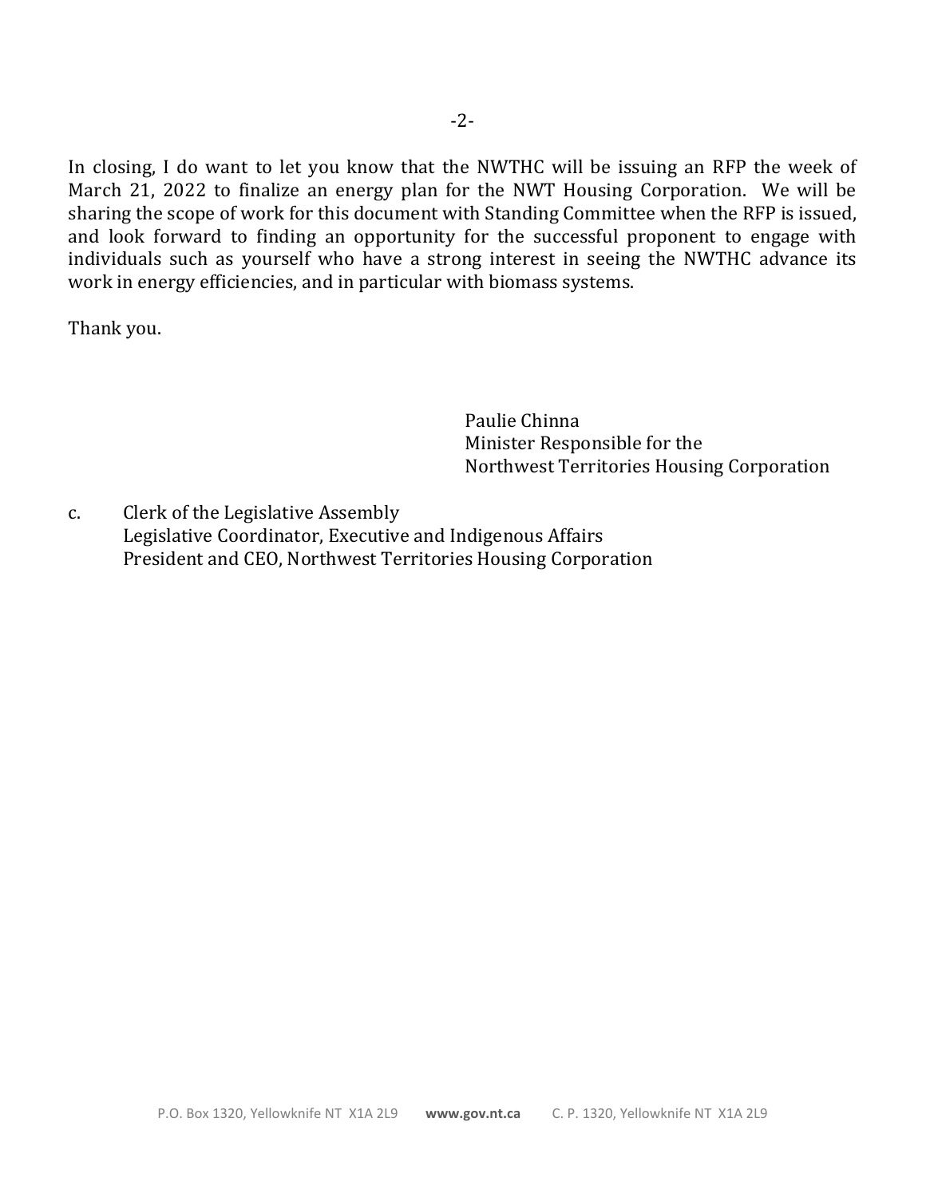In closing, I do want to let you know that the NWTHC will be issuing an RFP the week of March 21, 2022 to finalize an energy plan for the NWT Housing Corporation. We will be sharing the scope of work for this document with Standing Committee when the RFP is issued, and look forward to finding an opportunity for the successful proponent to engage with individuals such as yourself who have a strong interest in seeing the NWTHC advance its work in energy efficiencies, and in particular with biomass systems.

Thank you.

Paulie Chinna
Minister Responsible for the
Northwest Territories Housing Corporation

c. Clerk of the Legislative Assembly
Legislative Coordinator, Executive and Indigenous Affairs
President and CEO, Northwest Territories Housing Corporation